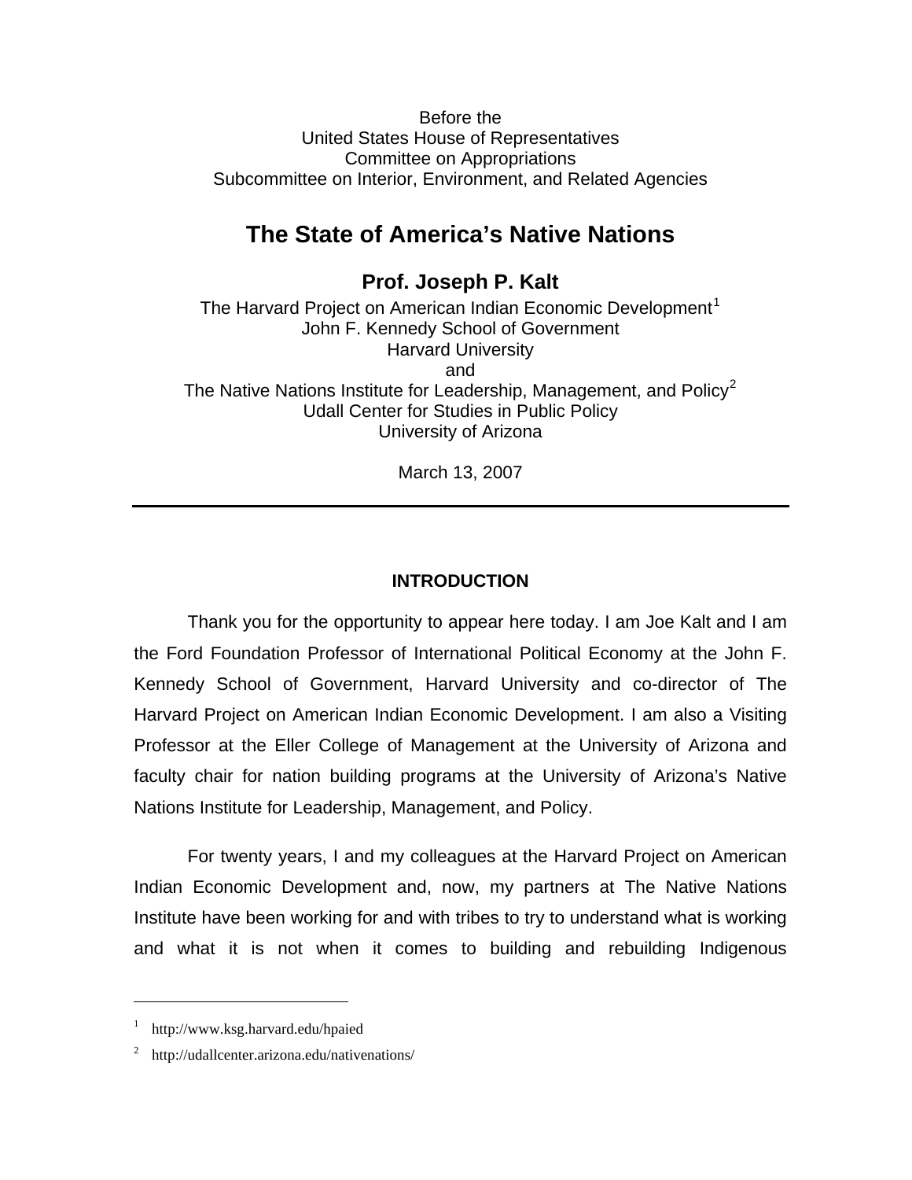Before the
United States House of Representatives
Committee on Appropriations
Subcommittee on Interior, Environment, and Related Agencies

# The State of America's Native Nations

## Prof. Joseph P. Kalt

The Harvard Project on American Indian Economic Development[1]
John F. Kennedy School of Government
Harvard University
and
The Native Nations Institute for Leadership, Management, and Policy[2]
Udall Center for Studies in Public Policy
University of Arizona

March 13, 2007

---

### INTRODUCTION

Thank you for the opportunity to appear here today. I am Joe Kalt and I am the Ford Foundation Professor of International Political Economy at the John F. Kennedy School of Government, Harvard University and co-director of The Harvard Project on American Indian Economic Development. I am also a Visiting Professor at the Eller College of Management at the University of Arizona and faculty chair for nation building programs at the University of Arizona's Native Nations Institute for Leadership, Management, and Policy.

For twenty years, I and my colleagues at the Harvard Project on American Indian Economic Development and, now, my partners at The Native Nations Institute have been working for and with tribes to try to understand what is working and what it is not when it comes to building and rebuilding Indigenous

---

[1] http://www.ksg.harvard.edu/hpaied

[2] http://udallcenter.arizona.edu/nativenations/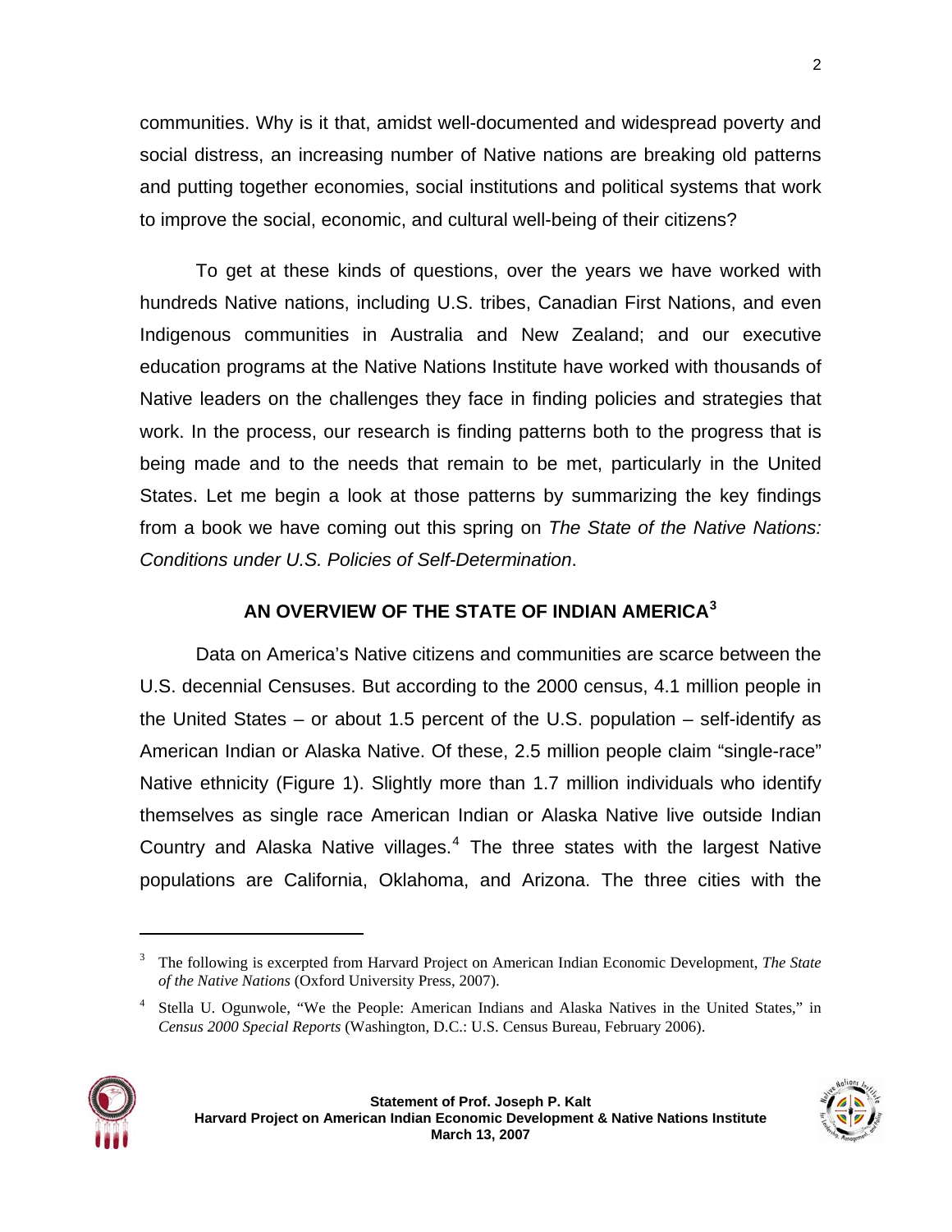communities. Why is it that, amidst well-documented and widespread poverty and social distress, an increasing number of Native nations are breaking old patterns and putting together economies, social institutions and political systems that work to improve the social, economic, and cultural well-being of their citizens?

To get at these kinds of questions, over the years we have worked with hundreds Native nations, including U.S. tribes, Canadian First Nations, and even Indigenous communities in Australia and New Zealand; and our executive education programs at the Native Nations Institute have worked with thousands of Native leaders on the challenges they face in finding policies and strategies that work. In the process, our research is finding patterns both to the progress that is being made and to the needs that remain to be met, particularly in the United States. Let me begin a look at those patterns by summarizing the key findings from a book we have coming out this spring on *The State of the Native Nations: Conditions under U.S. Policies of Self-Determination*.

## AN OVERVIEW OF THE STATE OF INDIAN AMERICA[3]

Data on America's Native citizens and communities are scarce between the U.S. decennial Censuses. But according to the 2000 census, 4.1 million people in the United States – or about 1.5 percent of the U.S. population – self-identify as American Indian or Alaska Native. Of these, 2.5 million people claim "single-race" Native ethnicity (Figure 1). Slightly more than 1.7 million individuals who identify themselves as single race American Indian or Alaska Native live outside Indian Country and Alaska Native villages.[4] The three states with the largest Native populations are California, Oklahoma, and Arizona. The three cities with the

---

[3] The following is excerpted from Harvard Project on American Indian Economic Development, *The State of the Native Nations* (Oxford University Press, 2007).

[4] Stella U. Ogunwole, "We the People: American Indians and Alaska Natives in the United States," in *Census 2000 Special Reports* (Washington, D.C.: U.S. Census Bureau, February 2006).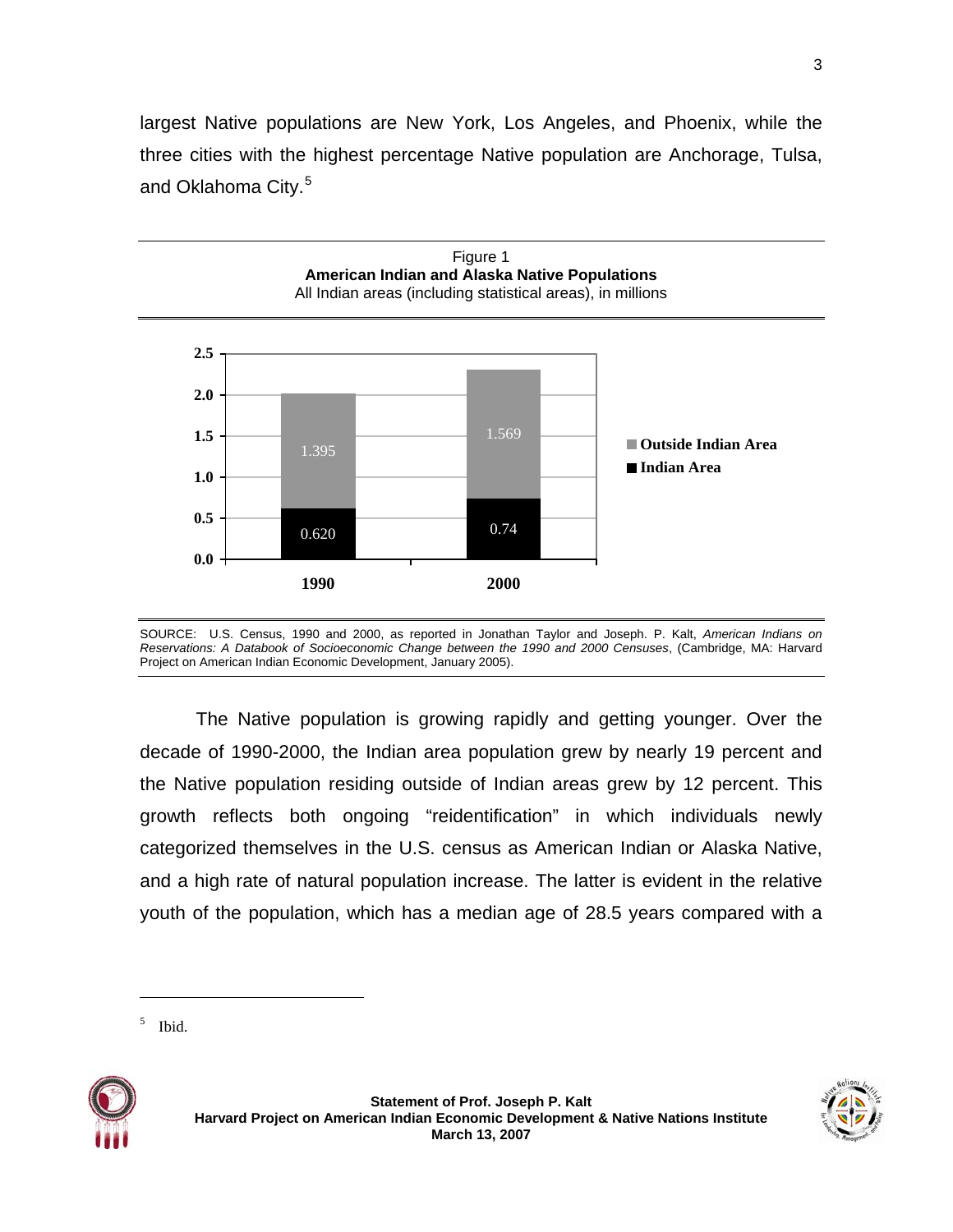largest Native populations are New York, Los Angeles, and Phoenix, while the three cities with the highest percentage Native population are Anchorage, Tulsa, and Oklahoma City.[5]

Figure 1
**American Indian and Alaska Native Populations**
All Indian areas (including statistical areas), in millions

| Year | Indian Area | Outside Indian Area |
|---|---|---|
| 1990 | 0.620 | 1.395 |
| 2000 | 0.74 | 1.569 |

SOURCE: U.S. Census, 1990 and 2000, as reported in Jonathan Taylor and Joseph. P. Kalt, *American Indians on Reservations: A Databook of Socioeconomic Change between the 1990 and 2000 Censuses*, (Cambridge, MA: Harvard Project on American Indian Economic Development, January 2005).

The Native population is growing rapidly and getting younger. Over the decade of 1990-2000, the Indian area population grew by nearly 19 percent and the Native population residing outside of Indian areas grew by 12 percent. This growth reflects both ongoing "reidentification" in which individuals newly categorized themselves in the U.S. census as American Indian or Alaska Native, and a high rate of natural population increase. The latter is evident in the relative youth of the population, which has a median age of 28.5 years compared with a

---

[5] Ibid.

**Statement of Prof. Joseph P. Kalt**
**Harvard Project on American Indian Economic Development & Native Nations Institute**
**March 13, 2007**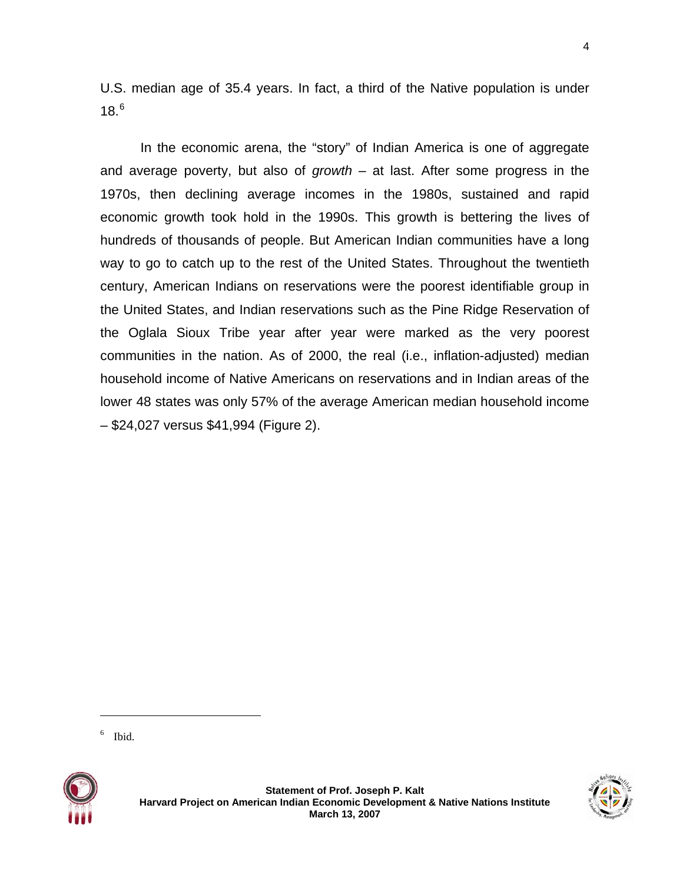U.S. median age of 35.4 years. In fact, a third of the Native population is under 18.[6]

In the economic arena, the "story" of Indian America is one of aggregate and average poverty, but also of *growth* – at last. After some progress in the 1970s, then declining average incomes in the 1980s, sustained and rapid economic growth took hold in the 1990s. This growth is bettering the lives of hundreds of thousands of people. But American Indian communities have a long way to go to catch up to the rest of the United States. Throughout the twentieth century, American Indians on reservations were the poorest identifiable group in the United States, and Indian reservations such as the Pine Ridge Reservation of the Oglala Sioux Tribe year after year were marked as the very poorest communities in the nation. As of 2000, the real (i.e., inflation-adjusted) median household income of Native Americans on reservations and in Indian areas of the lower 48 states was only 57% of the average American median household income – $24,027 versus $41,994 (Figure 2).

---

[6] Ibid.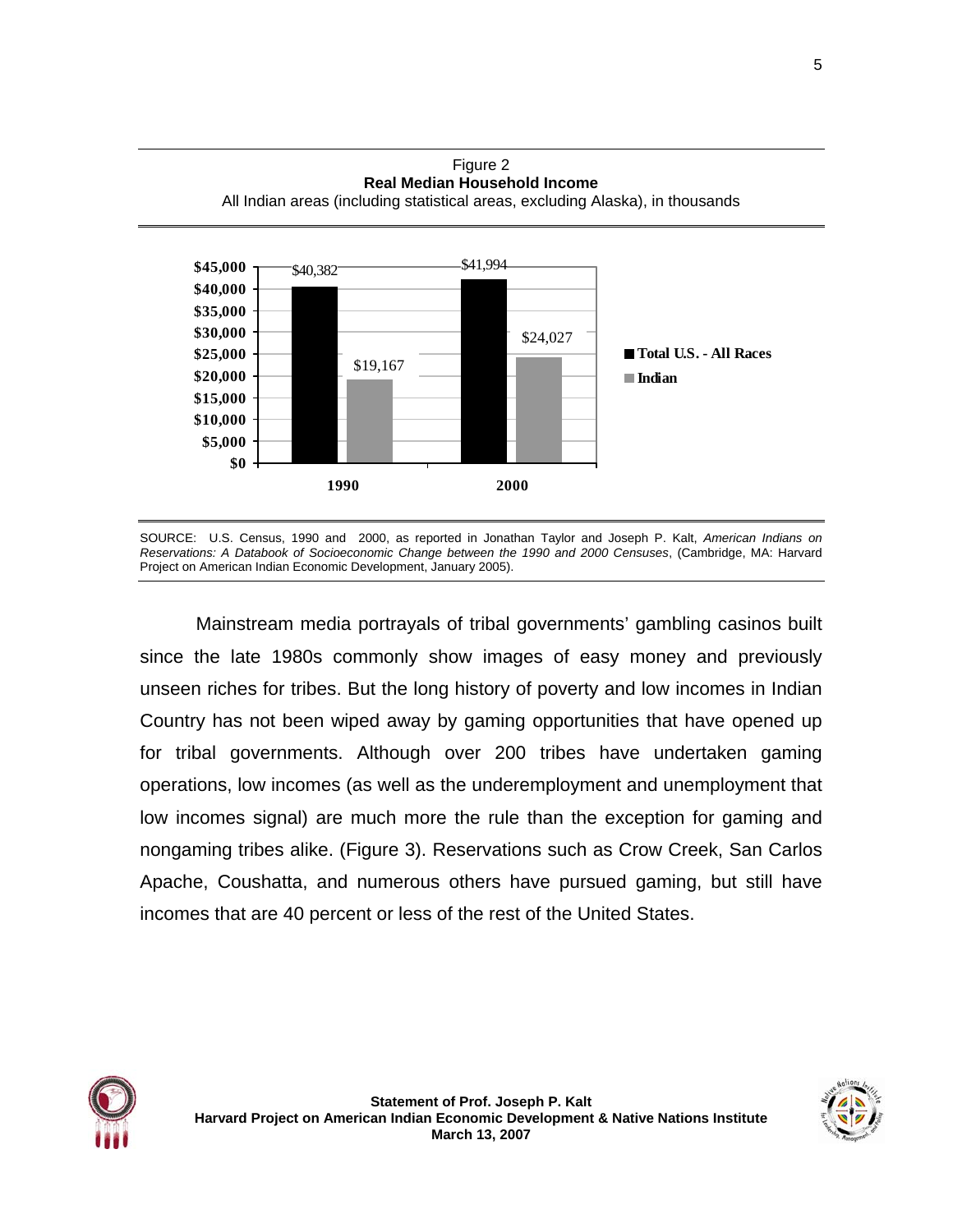Figure 2

**Real Median Household Income**

All Indian areas (including statistical areas, excluding Alaska), in thousands

| | 1990 | 2000 |
|---|---|---|
| Total U.S. - All Races | $40,382 | $41,994 |
| Indian | $19,167 | $24,027 |

SOURCE: U.S. Census, 1990 and 2000, as reported in Jonathan Taylor and Joseph P. Kalt, *American Indians on Reservations: A Databook of Socioeconomic Change between the 1990 and 2000 Censuses*, (Cambridge, MA: Harvard Project on American Indian Economic Development, January 2005).

Mainstream media portrayals of tribal governments' gambling casinos built since the late 1980s commonly show images of easy money and previously unseen riches for tribes. But the long history of poverty and low incomes in Indian Country has not been wiped away by gaming opportunities that have opened up for tribal governments. Although over 200 tribes have undertaken gaming operations, low incomes (as well as the underemployment and unemployment that low incomes signal) are much more the rule than the exception for gaming and nongaming tribes alike. (Figure 3). Reservations such as Crow Creek, San Carlos Apache, Coushatta, and numerous others have pursued gaming, but still have incomes that are 40 percent or less of the rest of the United States.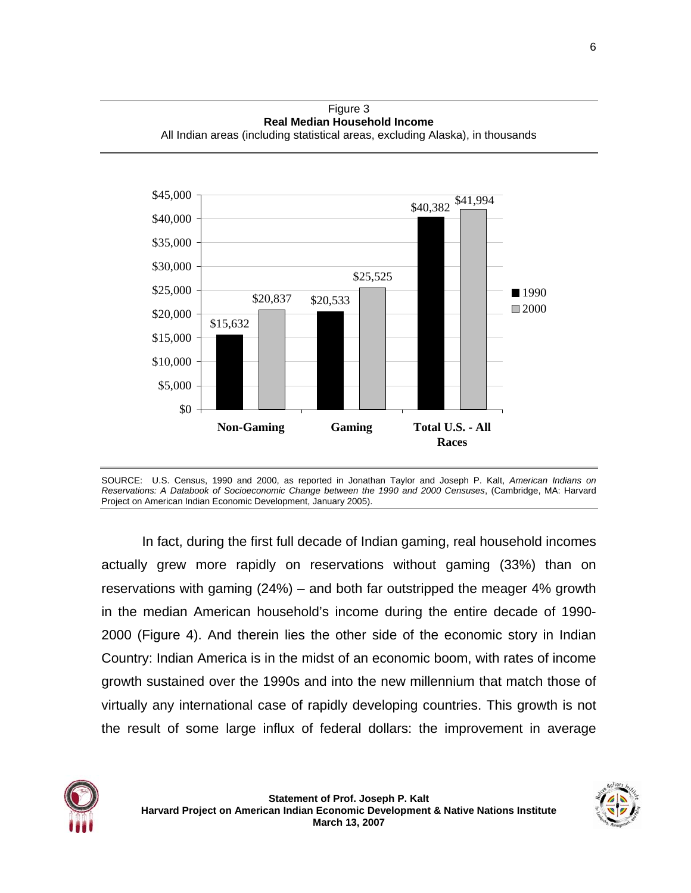Figure 3
**Real Median Household Income**
All Indian areas (including statistical areas, excluding Alaska), in thousands

| | 1990 | 2000 |
|---|---|---|
| Non-Gaming | $15,632 | $20,837 |
| Gaming | $20,533 | $25,525 |
| Total U.S. - All Races | $40,382 | $41,994 |

SOURCE: U.S. Census, 1990 and 2000, as reported in Jonathan Taylor and Joseph P. Kalt, *American Indians on Reservations: A Databook of Socioeconomic Change between the 1990 and 2000 Censuses*, (Cambridge, MA: Harvard Project on American Indian Economic Development, January 2005).

In fact, during the first full decade of Indian gaming, real household incomes actually grew more rapidly on reservations without gaming (33%) than on reservations with gaming (24%) – and both far outstripped the meager 4% growth in the median American household's income during the entire decade of 1990-2000 (Figure 4). And therein lies the other side of the economic story in Indian Country: Indian America is in the midst of an economic boom, with rates of income growth sustained over the 1990s and into the new millennium that match those of virtually any international case of rapidly developing countries. This growth is not the result of some large influx of federal dollars: the improvement in average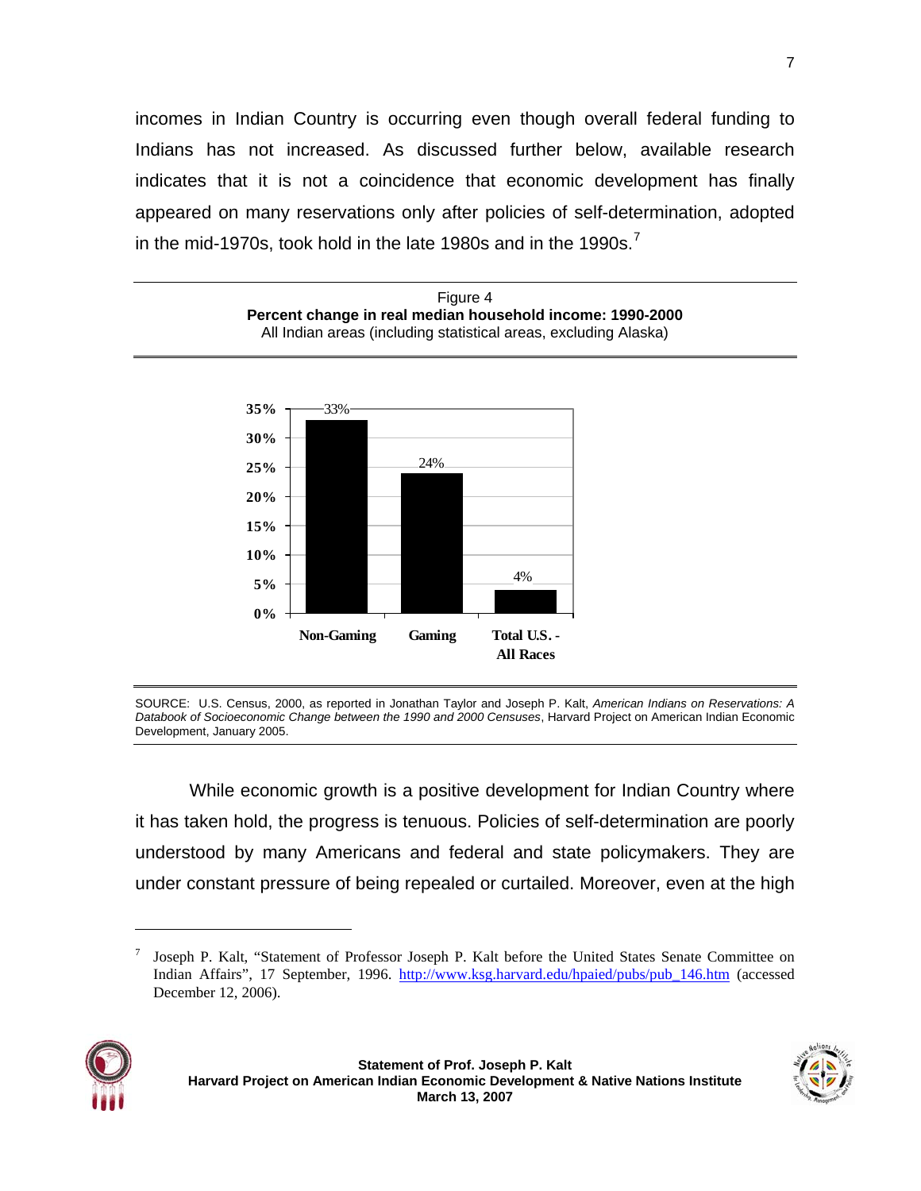incomes in Indian Country is occurring even though overall federal funding to Indians has not increased. As discussed further below, available research indicates that it is not a coincidence that economic development has finally appeared on many reservations only after policies of self-determination, adopted in the mid-1970s, took hold in the late 1980s and in the 1990s.[7]

Figure 4
**Percent change in real median household income: 1990-2000**
All Indian areas (including statistical areas, excluding Alaska)

| | Percent change |
|---|---|
| Non-Gaming | 33% |
| Gaming | 24% |
| Total U.S. - All Races | 4% |

SOURCE: U.S. Census, 2000, as reported in Jonathan Taylor and Joseph P. Kalt, *American Indians on Reservations: A Databook of Socioeconomic Change between the 1990 and 2000 Censuses*, Harvard Project on American Indian Economic Development, January 2005.

While economic growth is a positive development for Indian Country where it has taken hold, the progress is tenuous. Policies of self-determination are poorly understood by many Americans and federal and state policymakers. They are under constant pressure of being repealed or curtailed. Moreover, even at the high

---

[7] Joseph P. Kalt, "Statement of Professor Joseph P. Kalt before the United States Senate Committee on Indian Affairs", 17 September, 1996. http://www.ksg.harvard.edu/hpaied/pubs/pub_146.htm (accessed December 12, 2006).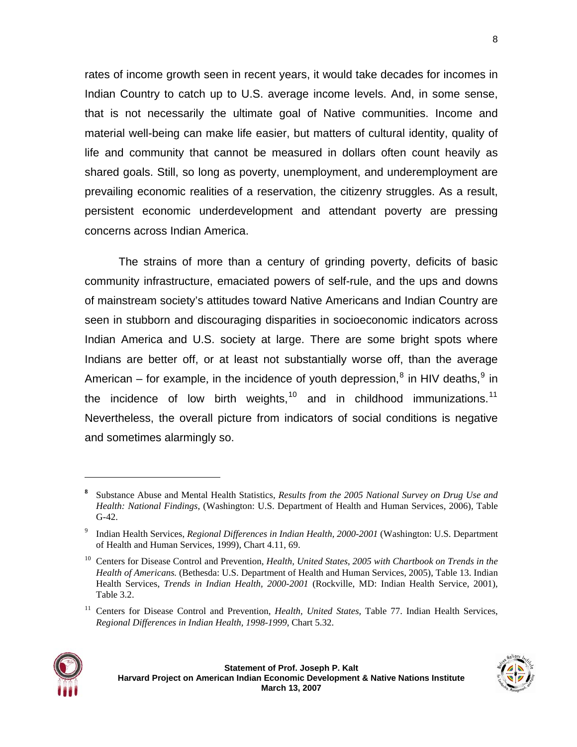rates of income growth seen in recent years, it would take decades for incomes in Indian Country to catch up to U.S. average income levels. And, in some sense, that is not necessarily the ultimate goal of Native communities. Income and material well-being can make life easier, but matters of cultural identity, quality of life and community that cannot be measured in dollars often count heavily as shared goals. Still, so long as poverty, unemployment, and underemployment are prevailing economic realities of a reservation, the citizenry struggles. As a result, persistent economic underdevelopment and attendant poverty are pressing concerns across Indian America.

The strains of more than a century of grinding poverty, deficits of basic community infrastructure, emaciated powers of self-rule, and the ups and downs of mainstream society's attitudes toward Native Americans and Indian Country are seen in stubborn and discouraging disparities in socioeconomic indicators across Indian America and U.S. society at large. There are some bright spots where Indians are better off, or at least not substantially worse off, than the average American – for example, in the incidence of youth depression,[8] in HIV deaths,[9] in the incidence of low birth weights,[10] and in childhood immunizations.[11] Nevertheless, the overall picture from indicators of social conditions is negative and sometimes alarmingly so.

---

[8] Substance Abuse and Mental Health Statistics, *Results from the 2005 National Survey on Drug Use and Health: National Findings*, (Washington: U.S. Department of Health and Human Services, 2006), Table G-42.

[9] Indian Health Services, *Regional Differences in Indian Health, 2000-2001* (Washington: U.S. Department of Health and Human Services, 1999), Chart 4.11, 69.

[10] Centers for Disease Control and Prevention, *Health, United States, 2005 with Chartbook on Trends in the Health of Americans.* (Bethesda: U.S. Department of Health and Human Services, 2005), Table 13. Indian Health Services, *Trends in Indian Health, 2000-2001* (Rockville, MD: Indian Health Service, 2001), Table 3.2.

[11] Centers for Disease Control and Prevention, *Health*, *United States*, Table 77. Indian Health Services, *Regional Differences in Indian Health, 1998-1999*, Chart 5.32.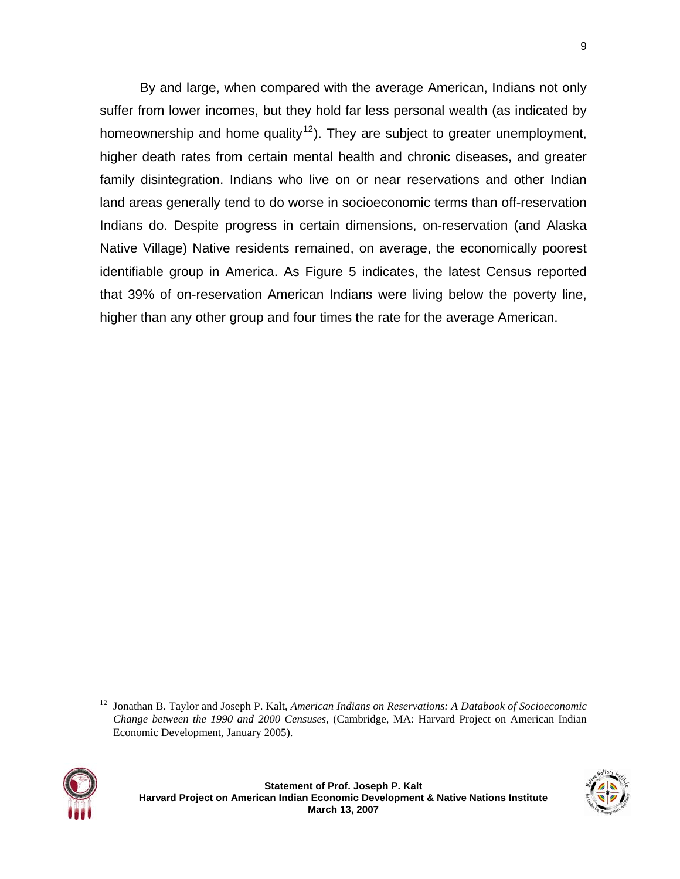By and large, when compared with the average American, Indians not only suffer from lower incomes, but they hold far less personal wealth (as indicated by homeownership and home quality[12]). They are subject to greater unemployment, higher death rates from certain mental health and chronic diseases, and greater family disintegration. Indians who live on or near reservations and other Indian land areas generally tend to do worse in socioeconomic terms than off-reservation Indians do. Despite progress in certain dimensions, on-reservation (and Alaska Native Village) Native residents remained, on average, the economically poorest identifiable group in America. As Figure 5 indicates, the latest Census reported that 39% of on-reservation American Indians were living below the poverty line, higher than any other group and four times the rate for the average American.

[12] Jonathan B. Taylor and Joseph P. Kalt, *American Indians on Reservations: A Databook of Socioeconomic Change between the 1990 and 2000 Censuses*, (Cambridge, MA: Harvard Project on American Indian Economic Development, January 2005).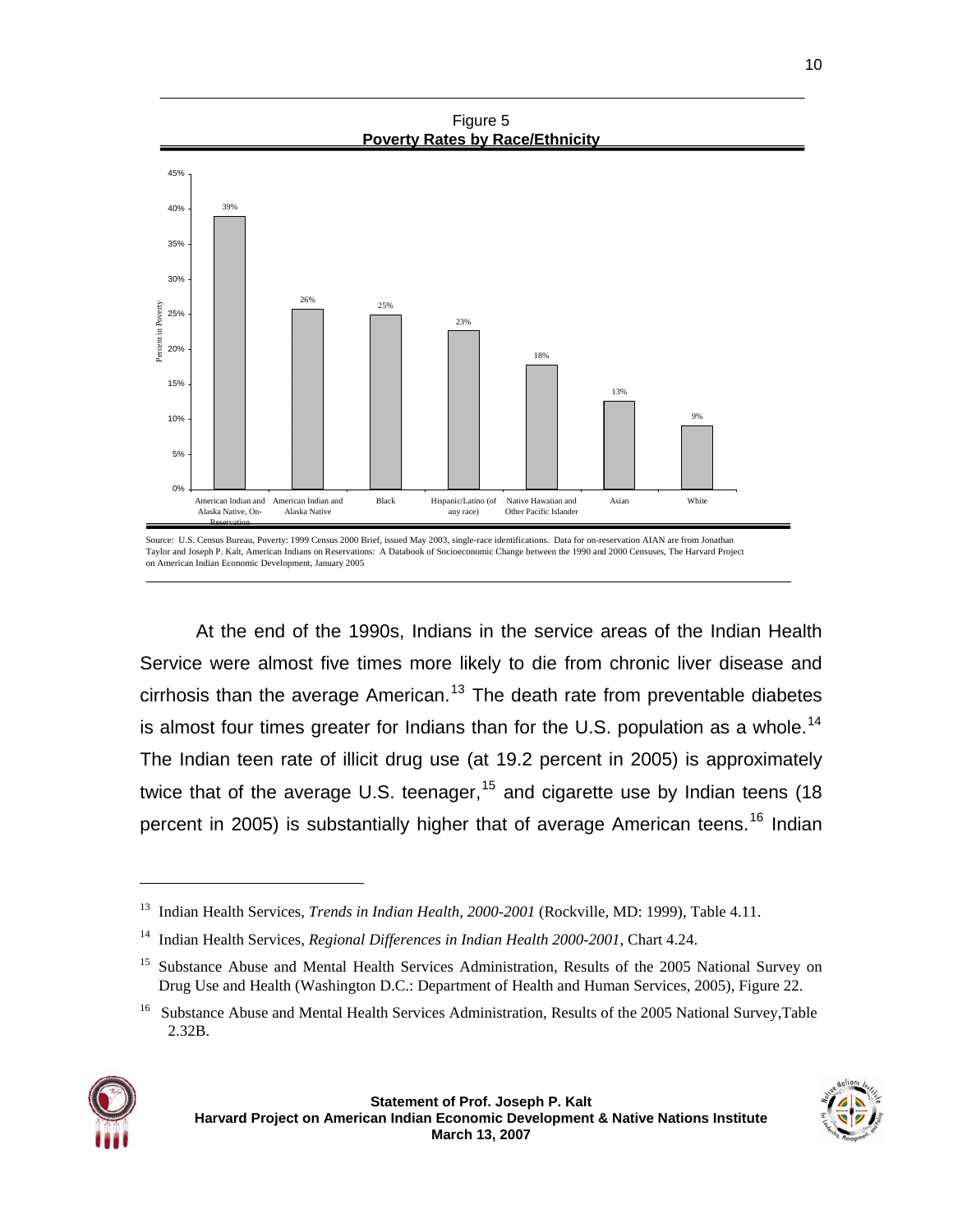Figure 5
**Poverty Rates by Race/Ethnicity**

| Race/Ethnicity | Percent in Poverty |
| --- | --- |
| American Indian and Alaska Native, On-Reservation | 39% |
| American Indian and Alaska Native | 26% |
| Black | 25% |
| Hispanic/Latino (of any race) | 23% |
| Native Hawaiian and Other Pacific Islander | 18% |
| Asian | 13% |
| White | 9% |

Source: U.S. Census Bureau, Poverty: 1999 Census 2000 Brief, issued May 2003, single-race identifications. Data for on-reservation AIAN are from Jonathan Taylor and Joseph P. Kalt, American Indians on Reservations: A Databook of Socioeconomic Change between the 1990 and 2000 Censuses, The Harvard Project on American Indian Economic Development, January 2005

At the end of the 1990s, Indians in the service areas of the Indian Health Service were almost five times more likely to die from chronic liver disease and cirrhosis than the average American.[13] The death rate from preventable diabetes is almost four times greater for Indians than for the U.S. population as a whole.[14] The Indian teen rate of illicit drug use (at 19.2 percent in 2005) is approximately twice that of the average U.S. teenager,[15] and cigarette use by Indian teens (18 percent in 2005) is substantially higher that of average American teens.[16] Indian

---

[13] Indian Health Services, *Trends in Indian Health, 2000-2001* (Rockville, MD: 1999), Table 4.11.

[14] Indian Health Services, *Regional Differences in Indian Health 2000-2001*, Chart 4.24.

[15] Substance Abuse and Mental Health Services Administration, Results of the 2005 National Survey on Drug Use and Health (Washington D.C.: Department of Health and Human Services, 2005), Figure 22.

[16] Substance Abuse and Mental Health Services Administration, Results of the 2005 National Survey,Table 2.32B.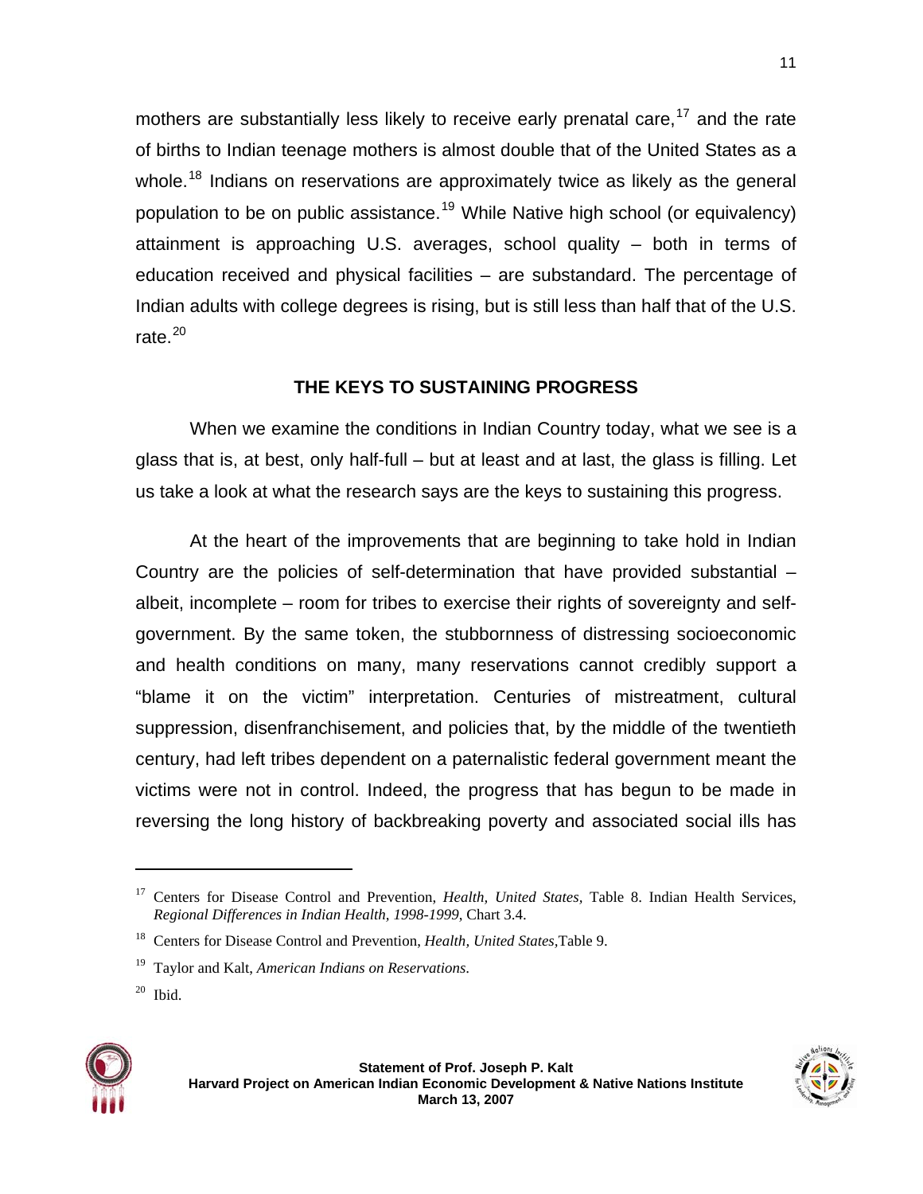mothers are substantially less likely to receive early prenatal care,[17] and the rate of births to Indian teenage mothers is almost double that of the United States as a whole.[18] Indians on reservations are approximately twice as likely as the general population to be on public assistance.[19] While Native high school (or equivalency) attainment is approaching U.S. averages, school quality – both in terms of education received and physical facilities – are substandard. The percentage of Indian adults with college degrees is rising, but is still less than half that of the U.S. rate.[20]

## THE KEYS TO SUSTAINING PROGRESS

When we examine the conditions in Indian Country today, what we see is a glass that is, at best, only half-full – but at least and at last, the glass is filling. Let us take a look at what the research says are the keys to sustaining this progress.

At the heart of the improvements that are beginning to take hold in Indian Country are the policies of self-determination that have provided substantial – albeit, incomplete – room for tribes to exercise their rights of sovereignty and self-government. By the same token, the stubbornness of distressing socioeconomic and health conditions on many, many reservations cannot credibly support a "blame it on the victim" interpretation. Centuries of mistreatment, cultural suppression, disenfranchisement, and policies that, by the middle of the twentieth century, had left tribes dependent on a paternalistic federal government meant the victims were not in control. Indeed, the progress that has begun to be made in reversing the long history of backbreaking poverty and associated social ills has

---

[17] Centers for Disease Control and Prevention, *Health, United States*, Table 8. Indian Health Services, *Regional Differences in Indian Health, 1998-1999*, Chart 3.4.

[18] Centers for Disease Control and Prevention, *Health, United States*, Table 9.

[19] Taylor and Kalt, *American Indians on Reservations*.

[20] Ibid.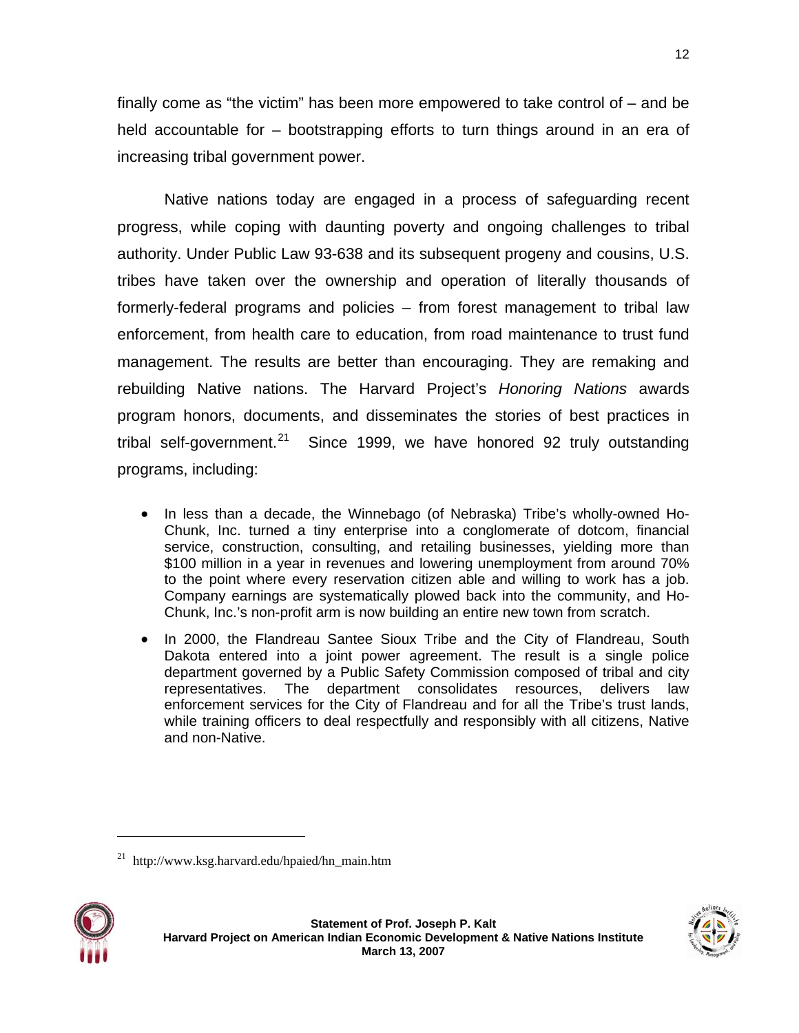finally come as "the victim" has been more empowered to take control of – and be held accountable for – bootstrapping efforts to turn things around in an era of increasing tribal government power.

Native nations today are engaged in a process of safeguarding recent progress, while coping with daunting poverty and ongoing challenges to tribal authority. Under Public Law 93-638 and its subsequent progeny and cousins, U.S. tribes have taken over the ownership and operation of literally thousands of formerly-federal programs and policies – from forest management to tribal law enforcement, from health care to education, from road maintenance to trust fund management. The results are better than encouraging. They are remaking and rebuilding Native nations. The Harvard Project's *Honoring Nations* awards program honors, documents, and disseminates the stories of best practices in tribal self-government.[21] Since 1999, we have honored 92 truly outstanding programs, including:

- In less than a decade, the Winnebago (of Nebraska) Tribe's wholly-owned Ho-Chunk, Inc. turned a tiny enterprise into a conglomerate of dotcom, financial service, construction, consulting, and retailing businesses, yielding more than $100 million in a year in revenues and lowering unemployment from around 70% to the point where every reservation citizen able and willing to work has a job. Company earnings are systematically plowed back into the community, and Ho-Chunk, Inc.'s non-profit arm is now building an entire new town from scratch.
- In 2000, the Flandreau Santee Sioux Tribe and the City of Flandreau, South Dakota entered into a joint power agreement. The result is a single police department governed by a Public Safety Commission composed of tribal and city representatives. The department consolidates resources, delivers law enforcement services for the City of Flandreau and for all the Tribe's trust lands, while training officers to deal respectfully and responsibly with all citizens, Native and non-Native.

[21] http://www.ksg.harvard.edu/hpaied/hn_main.htm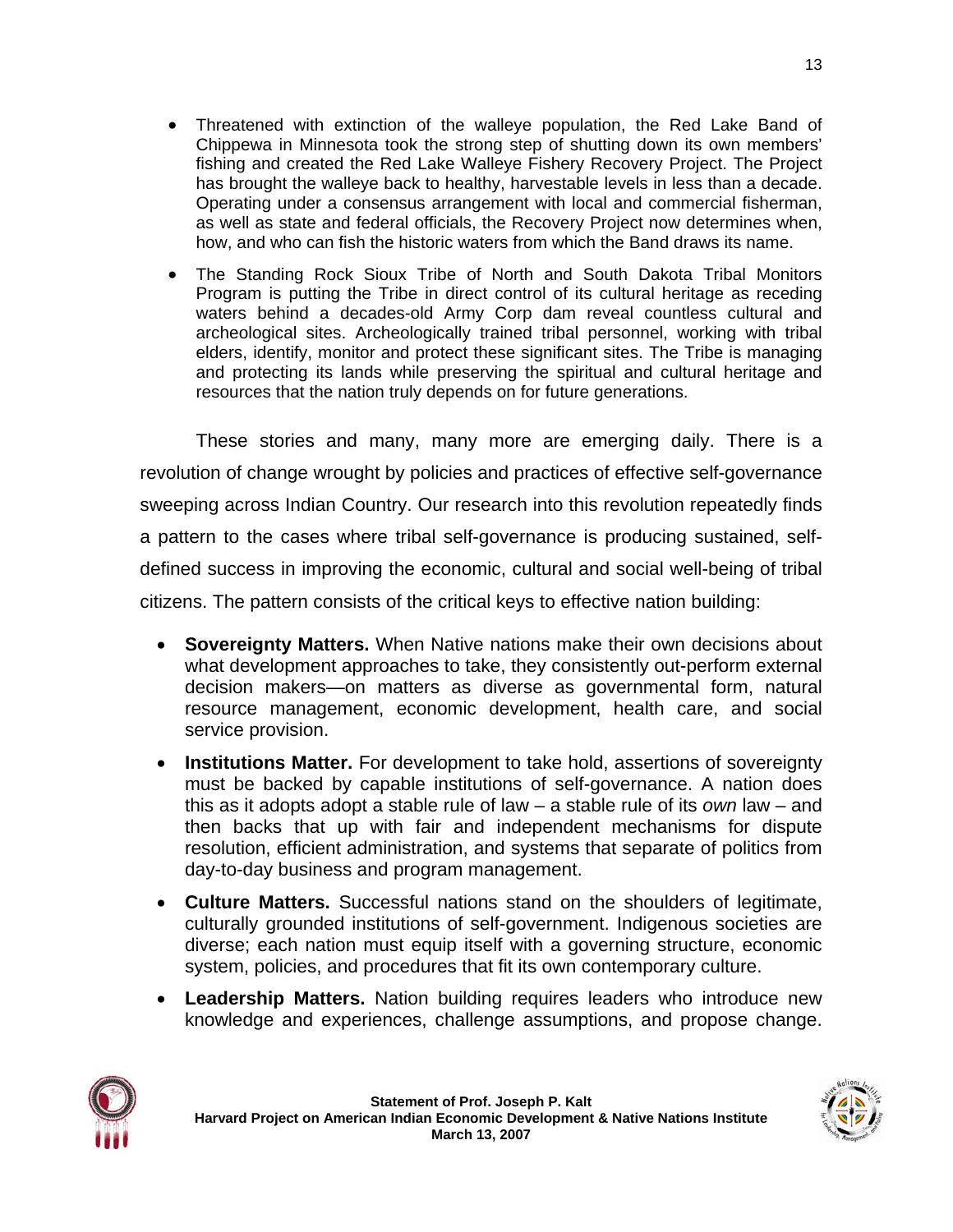- Threatened with extinction of the walleye population, the Red Lake Band of Chippewa in Minnesota took the strong step of shutting down its own members' fishing and created the Red Lake Walleye Fishery Recovery Project. The Project has brought the walleye back to healthy, harvestable levels in less than a decade. Operating under a consensus arrangement with local and commercial fisherman, as well as state and federal officials, the Recovery Project now determines when, how, and who can fish the historic waters from which the Band draws its name.
- The Standing Rock Sioux Tribe of North and South Dakota Tribal Monitors Program is putting the Tribe in direct control of its cultural heritage as receding waters behind a decades-old Army Corp dam reveal countless cultural and archeological sites. Archeologically trained tribal personnel, working with tribal elders, identify, monitor and protect these significant sites. The Tribe is managing and protecting its lands while preserving the spiritual and cultural heritage and resources that the nation truly depends on for future generations.

These stories and many, many more are emerging daily. There is a revolution of change wrought by policies and practices of effective self-governance sweeping across Indian Country. Our research into this revolution repeatedly finds a pattern to the cases where tribal self-governance is producing sustained, self-defined success in improving the economic, cultural and social well-being of tribal citizens. The pattern consists of the critical keys to effective nation building:

- **Sovereignty Matters.** When Native nations make their own decisions about what development approaches to take, they consistently out-perform external decision makers—on matters as diverse as governmental form, natural resource management, economic development, health care, and social service provision.
- **Institutions Matter.** For development to take hold, assertions of sovereignty must be backed by capable institutions of self-governance. A nation does this as it adopts adopt a stable rule of law – a stable rule of its *own* law – and then backs that up with fair and independent mechanisms for dispute resolution, efficient administration, and systems that separate of politics from day-to-day business and program management.
- **Culture Matters.** Successful nations stand on the shoulders of legitimate, culturally grounded institutions of self-government. Indigenous societies are diverse; each nation must equip itself with a governing structure, economic system, policies, and procedures that fit its own contemporary culture.
- **Leadership Matters.** Nation building requires leaders who introduce new knowledge and experiences, challenge assumptions, and propose change.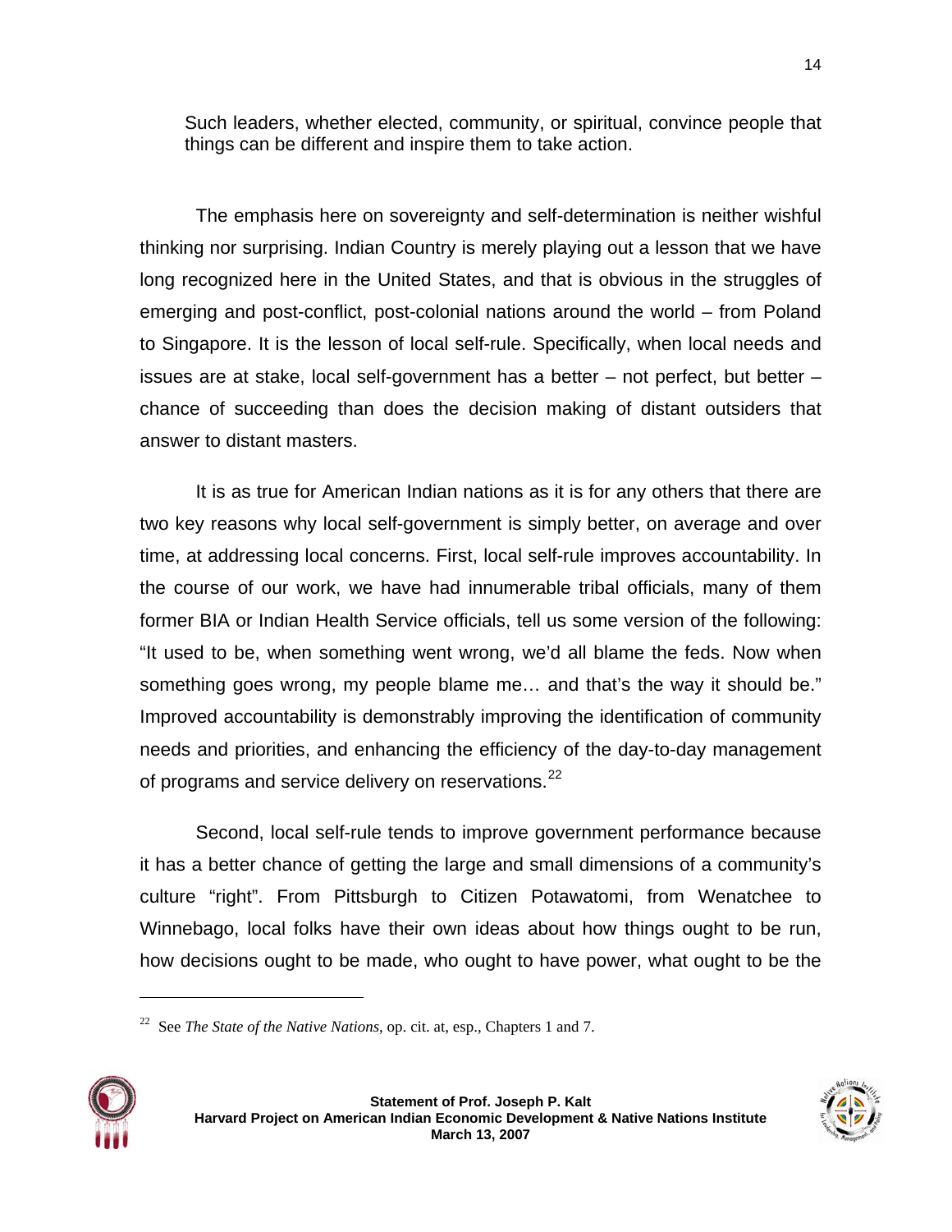Such leaders, whether elected, community, or spiritual, convince people that things can be different and inspire them to take action.

The emphasis here on sovereignty and self-determination is neither wishful thinking nor surprising. Indian Country is merely playing out a lesson that we have long recognized here in the United States, and that is obvious in the struggles of emerging and post-conflict, post-colonial nations around the world – from Poland to Singapore. It is the lesson of local self-rule. Specifically, when local needs and issues are at stake, local self-government has a better – not perfect, but better – chance of succeeding than does the decision making of distant outsiders that answer to distant masters.

It is as true for American Indian nations as it is for any others that there are two key reasons why local self-government is simply better, on average and over time, at addressing local concerns. First, local self-rule improves accountability. In the course of our work, we have had innumerable tribal officials, many of them former BIA or Indian Health Service officials, tell us some version of the following: "It used to be, when something went wrong, we'd all blame the feds. Now when something goes wrong, my people blame me… and that's the way it should be." Improved accountability is demonstrably improving the identification of community needs and priorities, and enhancing the efficiency of the day-to-day management of programs and service delivery on reservations.[22]

Second, local self-rule tends to improve government performance because it has a better chance of getting the large and small dimensions of a community's culture "right". From Pittsburgh to Citizen Potawatomi, from Wenatchee to Winnebago, local folks have their own ideas about how things ought to be run, how decisions ought to be made, who ought to have power, what ought to be the

---

[22] See *The State of the Native Nations*, op. cit. at, esp., Chapters 1 and 7.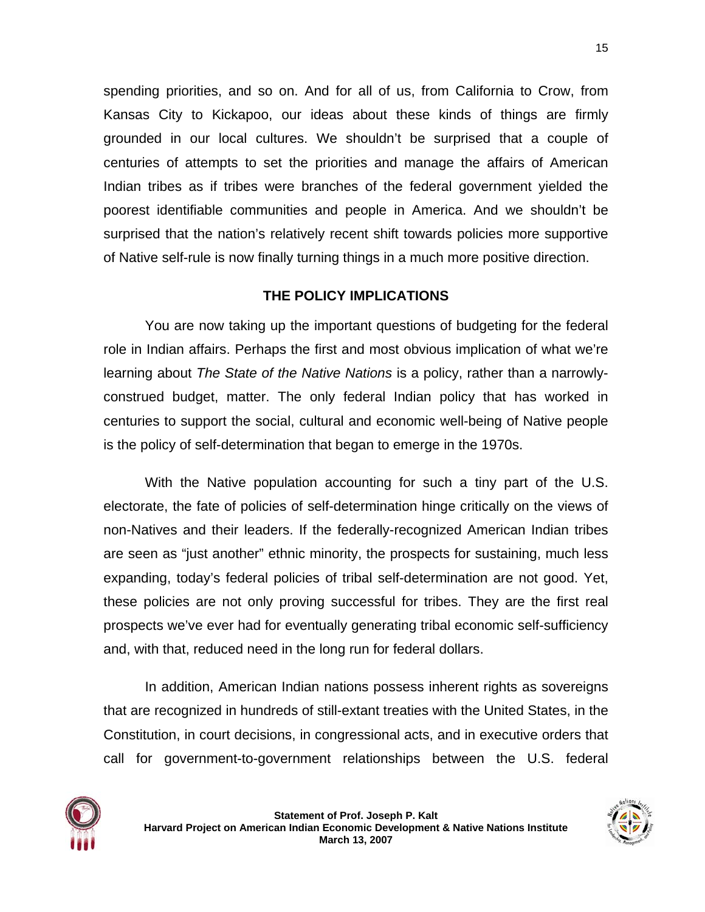spending priorities, and so on. And for all of us, from California to Crow, from Kansas City to Kickapoo, our ideas about these kinds of things are firmly grounded in our local cultures. We shouldn't be surprised that a couple of centuries of attempts to set the priorities and manage the affairs of American Indian tribes as if tribes were branches of the federal government yielded the poorest identifiable communities and people in America. And we shouldn't be surprised that the nation's relatively recent shift towards policies more supportive of Native self-rule is now finally turning things in a much more positive direction.

## THE POLICY IMPLICATIONS

You are now taking up the important questions of budgeting for the federal role in Indian affairs. Perhaps the first and most obvious implication of what we're learning about *The State of the Native Nations* is a policy, rather than a narrowly-construed budget, matter. The only federal Indian policy that has worked in centuries to support the social, cultural and economic well-being of Native people is the policy of self-determination that began to emerge in the 1970s.

With the Native population accounting for such a tiny part of the U.S. electorate, the fate of policies of self-determination hinge critically on the views of non-Natives and their leaders. If the federally-recognized American Indian tribes are seen as "just another" ethnic minority, the prospects for sustaining, much less expanding, today's federal policies of tribal self-determination are not good. Yet, these policies are not only proving successful for tribes. They are the first real prospects we've ever had for eventually generating tribal economic self-sufficiency and, with that, reduced need in the long run for federal dollars.

In addition, American Indian nations possess inherent rights as sovereigns that are recognized in hundreds of still-extant treaties with the United States, in the Constitution, in court decisions, in congressional acts, and in executive orders that call for government-to-government relationships between the U.S. federal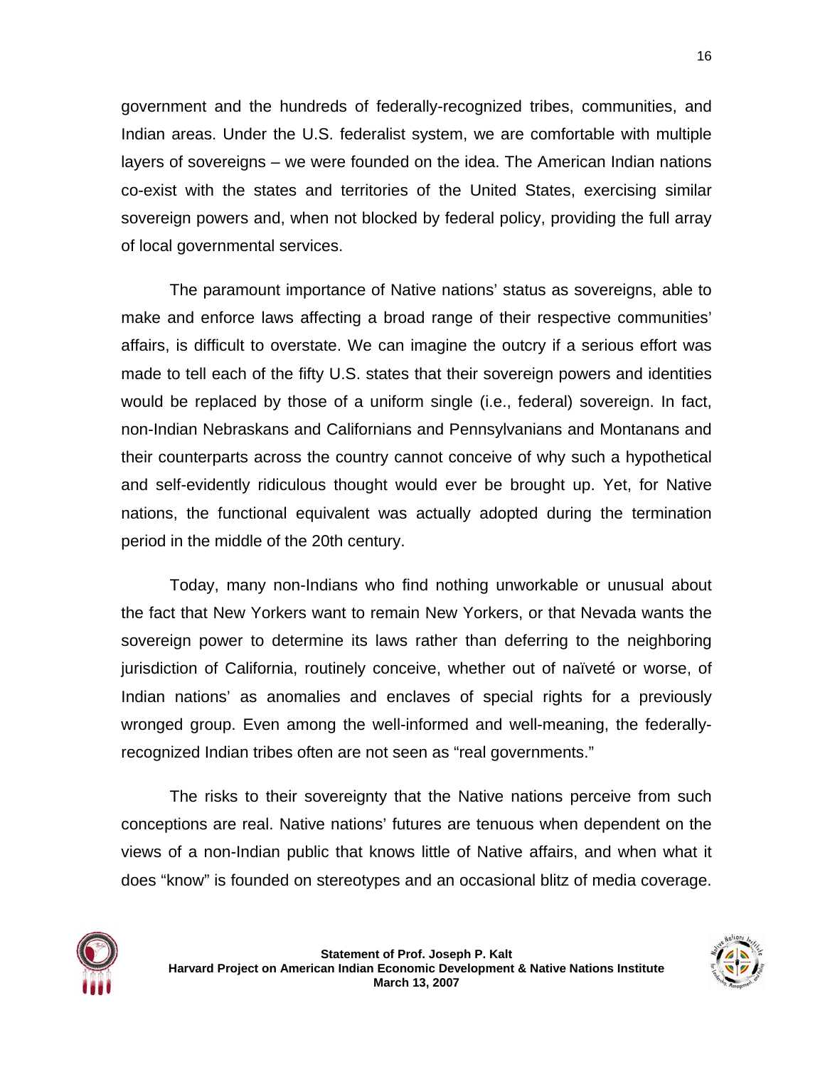government and the hundreds of federally-recognized tribes, communities, and Indian areas. Under the U.S. federalist system, we are comfortable with multiple layers of sovereigns – we were founded on the idea. The American Indian nations co-exist with the states and territories of the United States, exercising similar sovereign powers and, when not blocked by federal policy, providing the full array of local governmental services.

The paramount importance of Native nations' status as sovereigns, able to make and enforce laws affecting a broad range of their respective communities' affairs, is difficult to overstate. We can imagine the outcry if a serious effort was made to tell each of the fifty U.S. states that their sovereign powers and identities would be replaced by those of a uniform single (i.e., federal) sovereign. In fact, non-Indian Nebraskans and Californians and Pennsylvanians and Montanans and their counterparts across the country cannot conceive of why such a hypothetical and self-evidently ridiculous thought would ever be brought up. Yet, for Native nations, the functional equivalent was actually adopted during the termination period in the middle of the 20th century.

Today, many non-Indians who find nothing unworkable or unusual about the fact that New Yorkers want to remain New Yorkers, or that Nevada wants the sovereign power to determine its laws rather than deferring to the neighboring jurisdiction of California, routinely conceive, whether out of naïveté or worse, of Indian nations' as anomalies and enclaves of special rights for a previously wronged group. Even among the well-informed and well-meaning, the federally-recognized Indian tribes often are not seen as "real governments."

The risks to their sovereignty that the Native nations perceive from such conceptions are real. Native nations' futures are tenuous when dependent on the views of a non-Indian public that knows little of Native affairs, and when what it does "know" is founded on stereotypes and an occasional blitz of media coverage.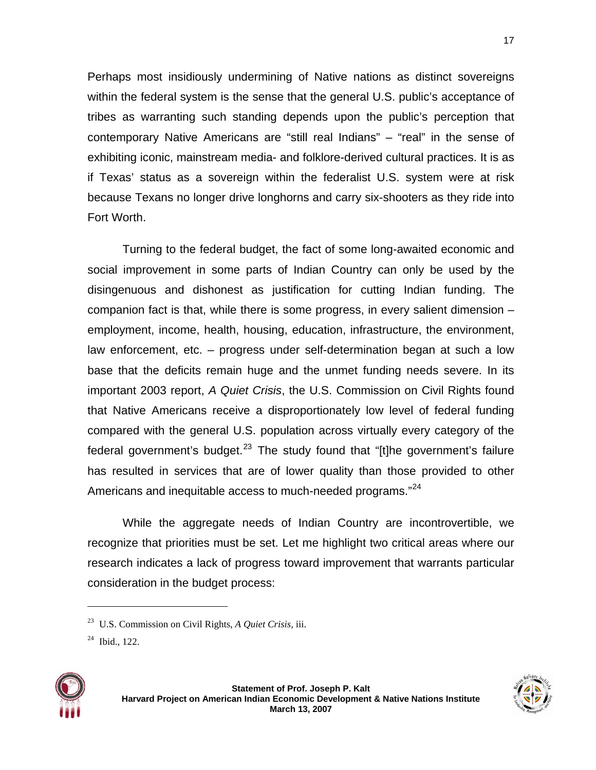Perhaps most insidiously undermining of Native nations as distinct sovereigns within the federal system is the sense that the general U.S. public's acceptance of tribes as warranting such standing depends upon the public's perception that contemporary Native Americans are "still real Indians" – "real" in the sense of exhibiting iconic, mainstream media- and folklore-derived cultural practices. It is as if Texas' status as a sovereign within the federalist U.S. system were at risk because Texans no longer drive longhorns and carry six-shooters as they ride into Fort Worth.

Turning to the federal budget, the fact of some long-awaited economic and social improvement in some parts of Indian Country can only be used by the disingenuous and dishonest as justification for cutting Indian funding. The companion fact is that, while there is some progress, in every salient dimension – employment, income, health, housing, education, infrastructure, the environment, law enforcement, etc. – progress under self-determination began at such a low base that the deficits remain huge and the unmet funding needs severe. In its important 2003 report, *A Quiet Crisis*, the U.S. Commission on Civil Rights found that Native Americans receive a disproportionately low level of federal funding compared with the general U.S. population across virtually every category of the federal government's budget.[23] The study found that "[t]he government's failure has resulted in services that are of lower quality than those provided to other Americans and inequitable access to much-needed programs."[24]

While the aggregate needs of Indian Country are incontrovertible, we recognize that priorities must be set. Let me highlight two critical areas where our research indicates a lack of progress toward improvement that warrants particular consideration in the budget process:

---

[23] U.S. Commission on Civil Rights, *A Quiet Crisis*, iii.

[24] Ibid., 122.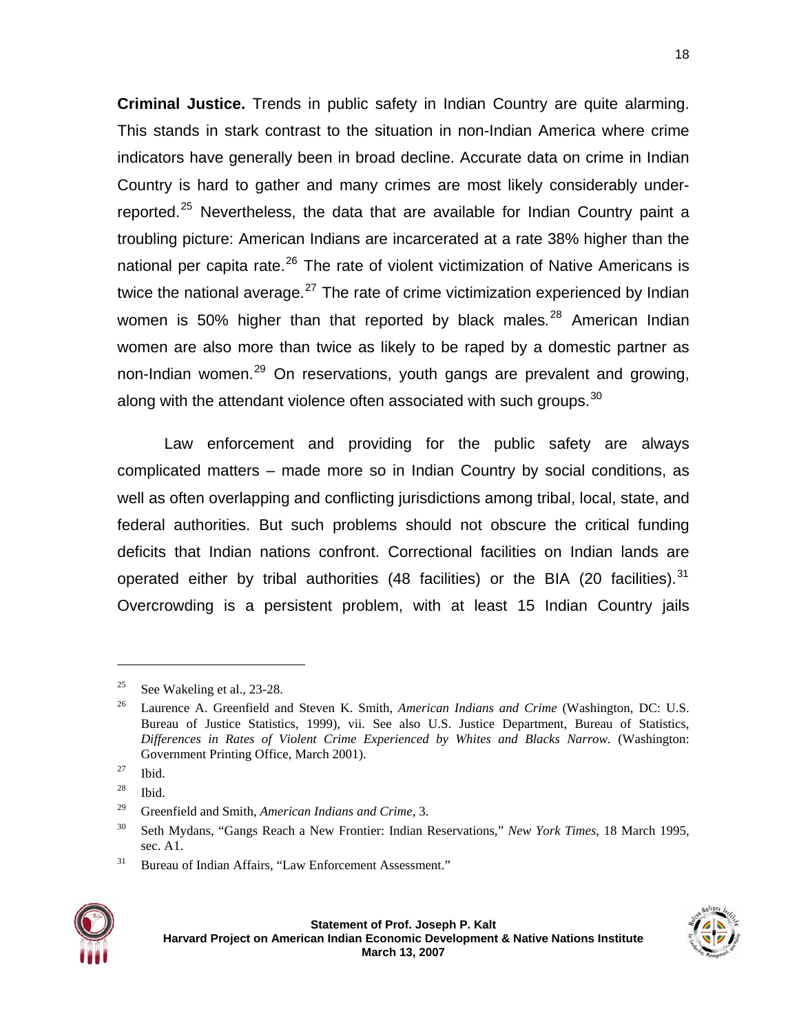**Criminal Justice.** Trends in public safety in Indian Country are quite alarming. This stands in stark contrast to the situation in non-Indian America where crime indicators have generally been in broad decline. Accurate data on crime in Indian Country is hard to gather and many crimes are most likely considerably under-reported.[25] Nevertheless, the data that are available for Indian Country paint a troubling picture: American Indians are incarcerated at a rate 38% higher than the national per capita rate.[26] The rate of violent victimization of Native Americans is twice the national average.[27] The rate of crime victimization experienced by Indian women is 50% higher than that reported by black males.[28] American Indian women are also more than twice as likely to be raped by a domestic partner as non-Indian women.[29] On reservations, youth gangs are prevalent and growing, along with the attendant violence often associated with such groups.[30]

Law enforcement and providing for the public safety are always complicated matters – made more so in Indian Country by social conditions, as well as often overlapping and conflicting jurisdictions among tribal, local, state, and federal authorities. But such problems should not obscure the critical funding deficits that Indian nations confront. Correctional facilities on Indian lands are operated either by tribal authorities (48 facilities) or the BIA (20 facilities).[31] Overcrowding is a persistent problem, with at least 15 Indian Country jails

---

[25] See Wakeling et al., 23-28.

[26] Laurence A. Greenfield and Steven K. Smith, *American Indians and Crime* (Washington, DC: U.S. Bureau of Justice Statistics, 1999), vii. See also U.S. Justice Department, Bureau of Statistics, *Differences in Rates of Violent Crime Experienced by Whites and Blacks Narrow.* (Washington: Government Printing Office, March 2001).

[27] Ibid.

[28] Ibid.

[29] Greenfield and Smith, *American Indians and Crime*, 3.

[30] Seth Mydans, "Gangs Reach a New Frontier: Indian Reservations," *New York Times*, 18 March 1995, sec. A1.

[31] Bureau of Indian Affairs, "Law Enforcement Assessment."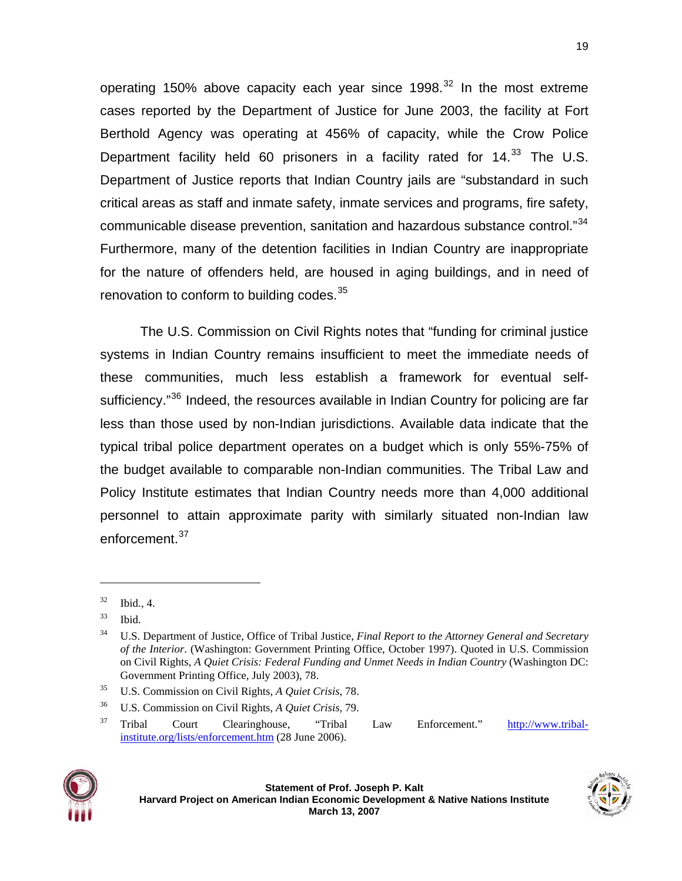operating 150% above capacity each year since 1998.[32] In the most extreme cases reported by the Department of Justice for June 2003, the facility at Fort Berthold Agency was operating at 456% of capacity, while the Crow Police Department facility held 60 prisoners in a facility rated for 14.[33] The U.S. Department of Justice reports that Indian Country jails are "substandard in such critical areas as staff and inmate safety, inmate services and programs, fire safety, communicable disease prevention, sanitation and hazardous substance control."[34] Furthermore, many of the detention facilities in Indian Country are inappropriate for the nature of offenders held, are housed in aging buildings, and in need of renovation to conform to building codes.[35]

The U.S. Commission on Civil Rights notes that "funding for criminal justice systems in Indian Country remains insufficient to meet the immediate needs of these communities, much less establish a framework for eventual self-sufficiency."[36] Indeed, the resources available in Indian Country for policing are far less than those used by non-Indian jurisdictions. Available data indicate that the typical tribal police department operates on a budget which is only 55%-75% of the budget available to comparable non-Indian communities. The Tribal Law and Policy Institute estimates that Indian Country needs more than 4,000 additional personnel to attain approximate parity with similarly situated non-Indian law enforcement.[37]

---

[32] Ibid., 4.

[33] Ibid.

[34] U.S. Department of Justice, Office of Tribal Justice, *Final Report to the Attorney General and Secretary of the Interior*. (Washington: Government Printing Office, October 1997). Quoted in U.S. Commission on Civil Rights, *A Quiet Crisis: Federal Funding and Unmet Needs in Indian Country* (Washington DC: Government Printing Office, July 2003), 78.

[35] U.S. Commission on Civil Rights, *A Quiet Crisis*, 78.

[36] U.S. Commission on Civil Rights, *A Quiet Crisis*, 79.

[37] Tribal Court Clearinghouse, "Tribal Law Enforcement." http://www.tribal-institute.org/lists/enforcement.htm (28 June 2006).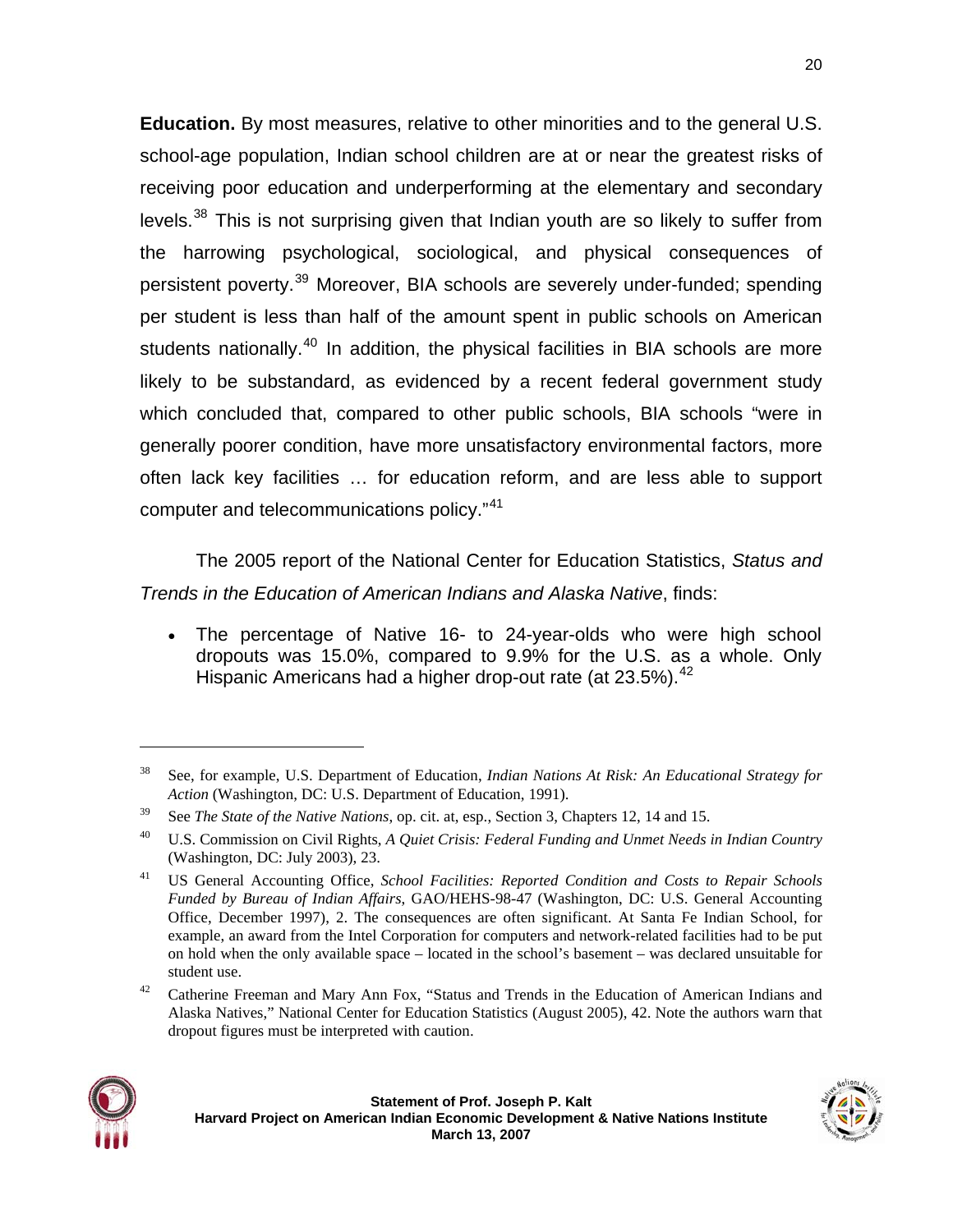**Education.** By most measures, relative to other minorities and to the general U.S. school-age population, Indian school children are at or near the greatest risks of receiving poor education and underperforming at the elementary and secondary levels.[38] This is not surprising given that Indian youth are so likely to suffer from the harrowing psychological, sociological, and physical consequences of persistent poverty.[39] Moreover, BIA schools are severely under-funded; spending per student is less than half of the amount spent in public schools on American students nationally.[40] In addition, the physical facilities in BIA schools are more likely to be substandard, as evidenced by a recent federal government study which concluded that, compared to other public schools, BIA schools "were in generally poorer condition, have more unsatisfactory environmental factors, more often lack key facilities … for education reform, and are less able to support computer and telecommunications policy."[41]

The 2005 report of the National Center for Education Statistics, *Status and Trends in the Education of American Indians and Alaska Native*, finds:

- The percentage of Native 16- to 24-year-olds who were high school dropouts was 15.0%, compared to 9.9% for the U.S. as a whole. Only Hispanic Americans had a higher drop-out rate (at 23.5%).[42]

---

[38] See, for example, U.S. Department of Education, *Indian Nations At Risk: An Educational Strategy for Action* (Washington, DC: U.S. Department of Education, 1991).

[39] See *The State of the Native Nations*, op. cit. at, esp., Section 3, Chapters 12, 14 and 15.

[40] U.S. Commission on Civil Rights, *A Quiet Crisis: Federal Funding and Unmet Needs in Indian Country* (Washington, DC: July 2003), 23.

[41] US General Accounting Office, *School Facilities: Reported Condition and Costs to Repair Schools Funded by Bureau of Indian Affairs*, GAO/HEHS-98-47 (Washington, DC: U.S. General Accounting Office, December 1997), 2. The consequences are often significant. At Santa Fe Indian School, for example, an award from the Intel Corporation for computers and network-related facilities had to be put on hold when the only available space – located in the school's basement – was declared unsuitable for student use.

[42] Catherine Freeman and Mary Ann Fox, "Status and Trends in the Education of American Indians and Alaska Natives," National Center for Education Statistics (August 2005), 42. Note the authors warn that dropout figures must be interpreted with caution.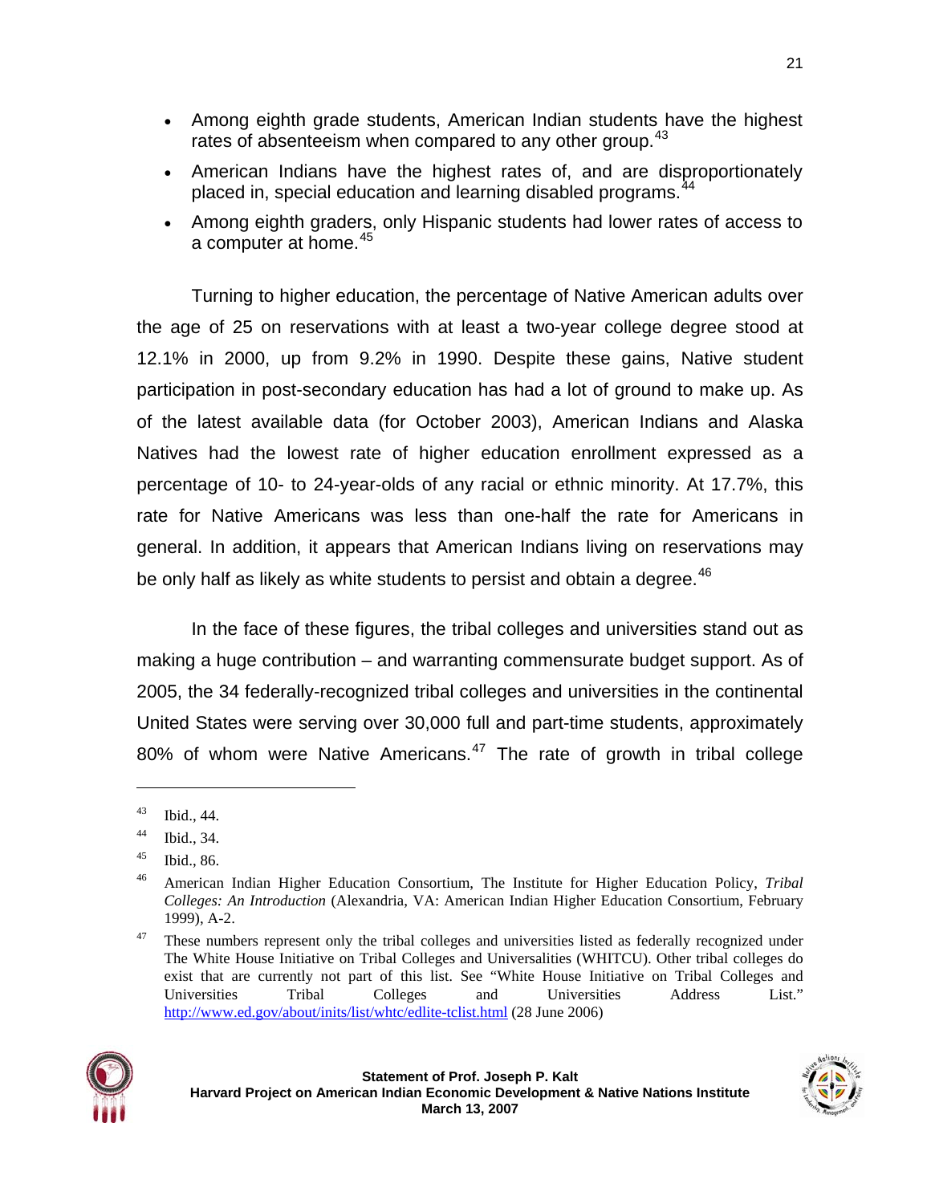- Among eighth grade students, American Indian students have the highest rates of absenteeism when compared to any other group.[43]
- American Indians have the highest rates of, and are disproportionately placed in, special education and learning disabled programs.[44]
- Among eighth graders, only Hispanic students had lower rates of access to a computer at home.[45]

Turning to higher education, the percentage of Native American adults over the age of 25 on reservations with at least a two-year college degree stood at 12.1% in 2000, up from 9.2% in 1990. Despite these gains, Native student participation in post-secondary education has had a lot of ground to make up. As of the latest available data (for October 2003), American Indians and Alaska Natives had the lowest rate of higher education enrollment expressed as a percentage of 10- to 24-year-olds of any racial or ethnic minority. At 17.7%, this rate for Native Americans was less than one-half the rate for Americans in general. In addition, it appears that American Indians living on reservations may be only half as likely as white students to persist and obtain a degree.[46]

In the face of these figures, the tribal colleges and universities stand out as making a huge contribution – and warranting commensurate budget support. As of 2005, the 34 federally-recognized tribal colleges and universities in the continental United States were serving over 30,000 full and part-time students, approximately 80% of whom were Native Americans.[47] The rate of growth in tribal college

---

[43] Ibid., 44.

[44] Ibid., 34.

[45] Ibid., 86.

[46] American Indian Higher Education Consortium, The Institute for Higher Education Policy, *Tribal Colleges: An Introduction* (Alexandria, VA: American Indian Higher Education Consortium, February 1999), A-2.

[47] These numbers represent only the tribal colleges and universities listed as federally recognized under The White House Initiative on Tribal Colleges and Universalities (WHITCU). Other tribal colleges do exist that are currently not part of this list. See "White House Initiative on Tribal Colleges and Universities Tribal Colleges and Universities Address List." http://www.ed.gov/about/inits/list/whtc/edlite-tclist.html (28 June 2006)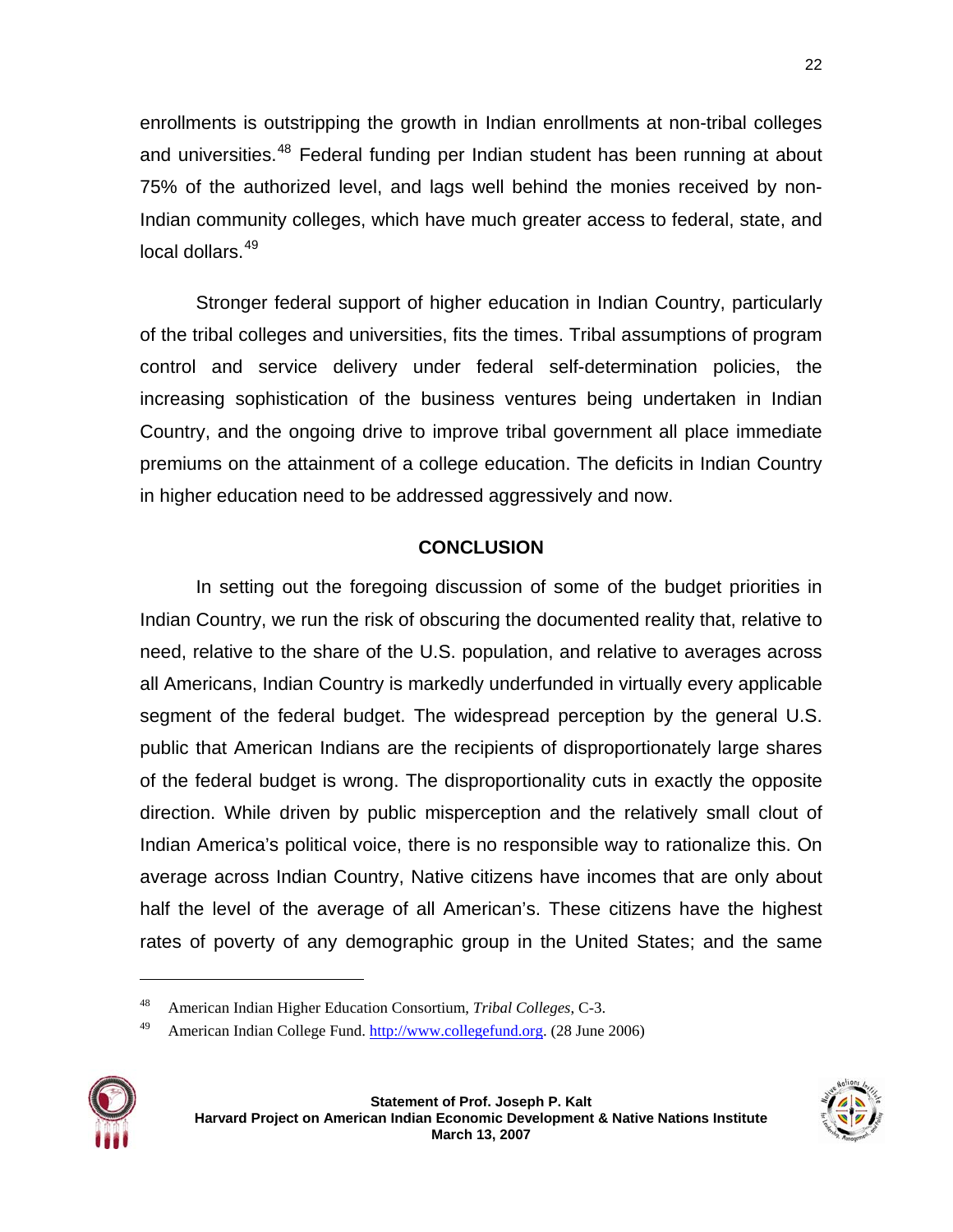enrollments is outstripping the growth in Indian enrollments at non-tribal colleges and universities.[48] Federal funding per Indian student has been running at about 75% of the authorized level, and lags well behind the monies received by non-Indian community colleges, which have much greater access to federal, state, and local dollars.[49]

Stronger federal support of higher education in Indian Country, particularly of the tribal colleges and universities, fits the times. Tribal assumptions of program control and service delivery under federal self-determination policies, the increasing sophistication of the business ventures being undertaken in Indian Country, and the ongoing drive to improve tribal government all place immediate premiums on the attainment of a college education. The deficits in Indian Country in higher education need to be addressed aggressively and now.

## CONCLUSION

In setting out the foregoing discussion of some of the budget priorities in Indian Country, we run the risk of obscuring the documented reality that, relative to need, relative to the share of the U.S. population, and relative to averages across all Americans, Indian Country is markedly underfunded in virtually every applicable segment of the federal budget. The widespread perception by the general U.S. public that American Indians are the recipients of disproportionately large shares of the federal budget is wrong. The disproportionality cuts in exactly the opposite direction. While driven by public misperception and the relatively small clout of Indian America's political voice, there is no responsible way to rationalize this. On average across Indian Country, Native citizens have incomes that are only about half the level of the average of all American's. These citizens have the highest rates of poverty of any demographic group in the United States; and the same

---

[48] American Indian Higher Education Consortium, *Tribal Colleges*, C-3.

[49] American Indian College Fund. http://www.collegefund.org. (28 June 2006)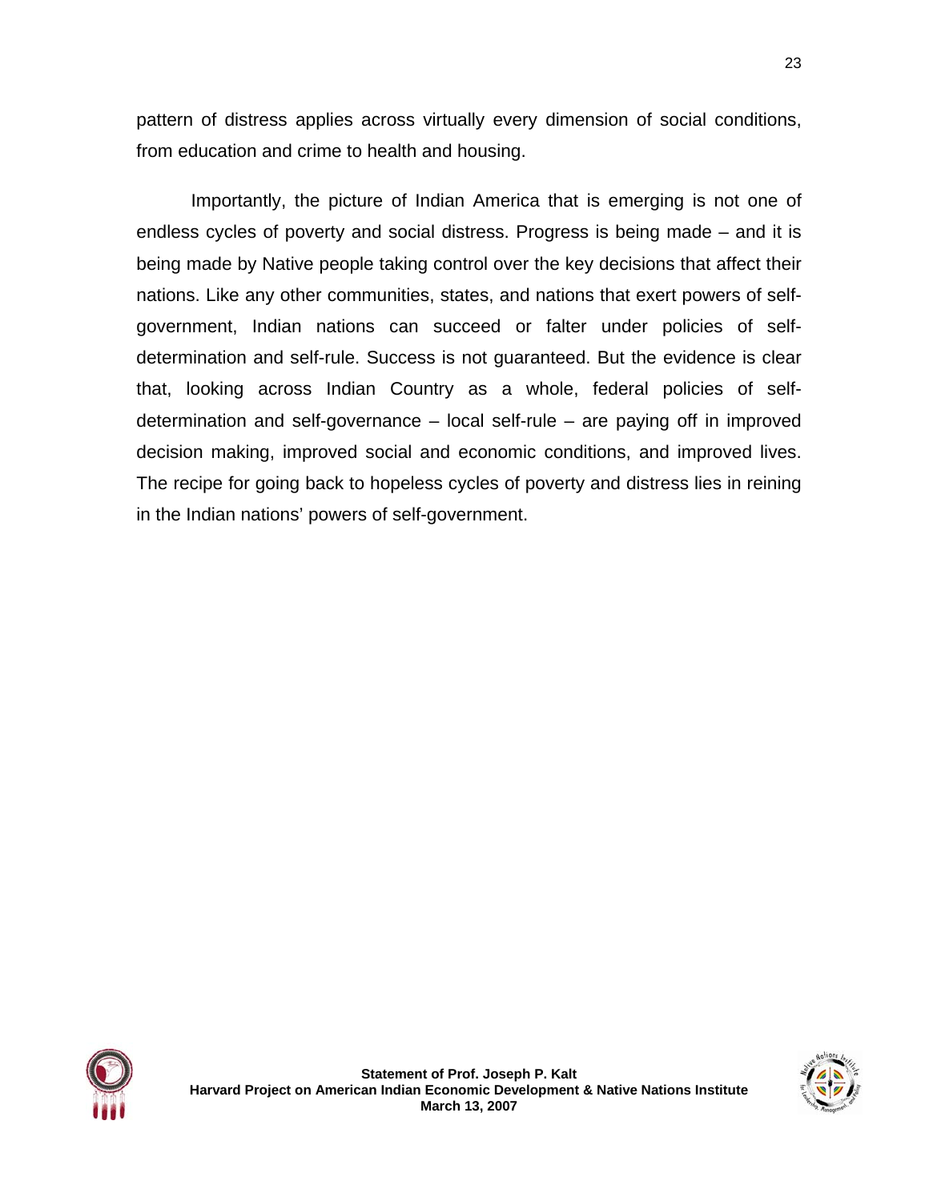pattern of distress applies across virtually every dimension of social conditions, from education and crime to health and housing.

Importantly, the picture of Indian America that is emerging is not one of endless cycles of poverty and social distress. Progress is being made – and it is being made by Native people taking control over the key decisions that affect their nations. Like any other communities, states, and nations that exert powers of self-government, Indian nations can succeed or falter under policies of self-determination and self-rule. Success is not guaranteed. But the evidence is clear that, looking across Indian Country as a whole, federal policies of self-determination and self-governance – local self-rule – are paying off in improved decision making, improved social and economic conditions, and improved lives. The recipe for going back to hopeless cycles of poverty and distress lies in reining in the Indian nations' powers of self-government.